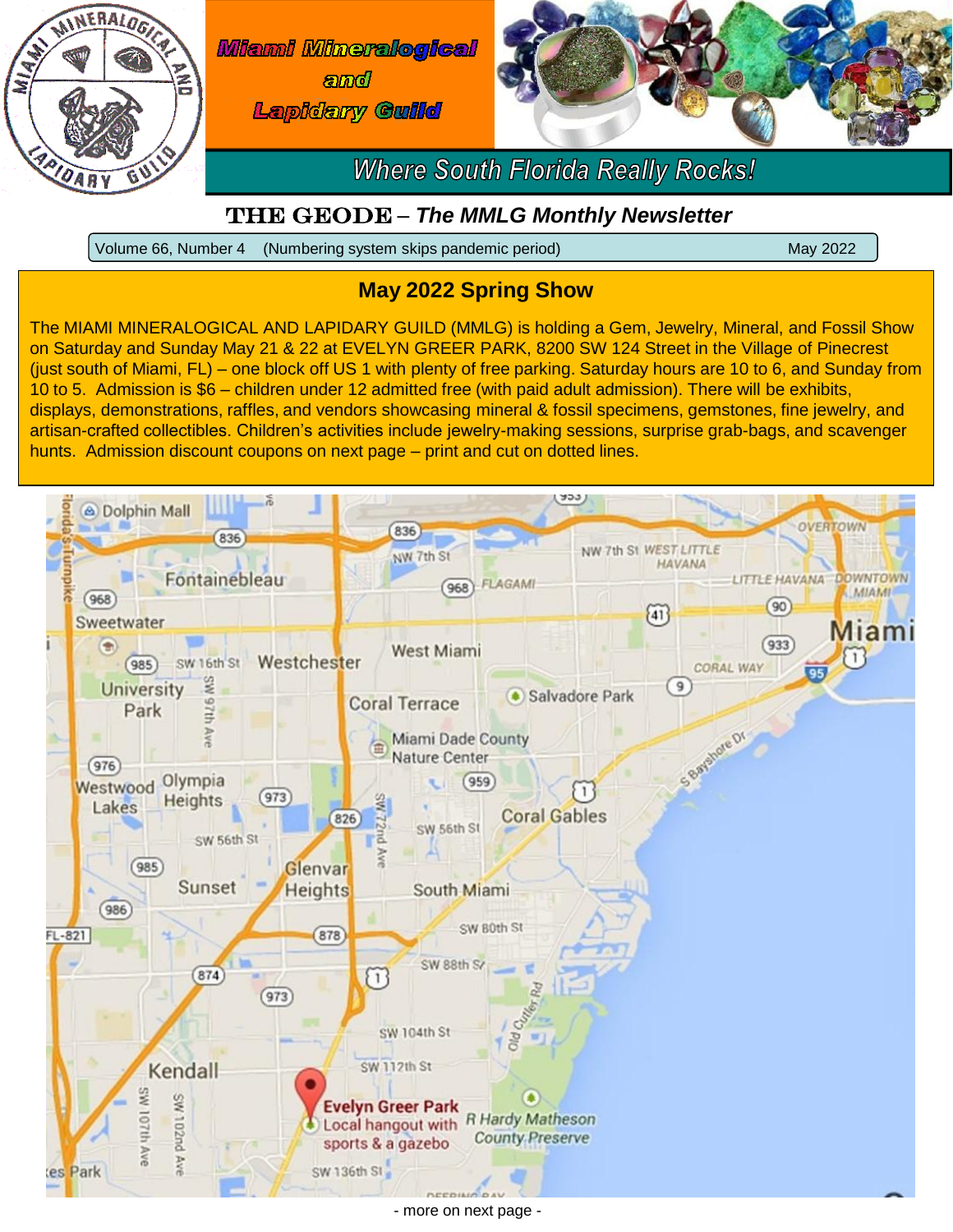# Miami Mineralogical and Lapidary Guild

*Where South Florida Really Rocks!*

## THE GEODE – *The MMLG Monthly Newsletter*

Volume 66, Number 4 (Numbering system skips pandemic period) May 2022

## May 2022 Spring Show

The MIAMI MINERALOGICAL AND LAPIDARY GUILD (MMLG) is holding a Gem, Jewelry, Mineral, and Fossil Show on Saturday and Sunday May 21 & 22 at EVELYN GREER PARK, 8200 SW 124 Street in the Village of Pinecrest (just south of Miami, FL) – one block off US 1 with plenty of free parking. Saturday hours are 10 to 6, and Sunday from 10 to 5. Admission is $6 – children under 12 admitted free (with paid adult admission). There will be exhibits, displays, demonstrations, raffles, and vendors showcasing mineral & fossil specimens, gemstones, fine jewelry, and artisan-crafted collectibles. Children's activities include jewelry-making sessions, surprise grab-bags, and scavenger hunts. Admission discount coupons on next page – print and cut on dotted lines.

- more on next page -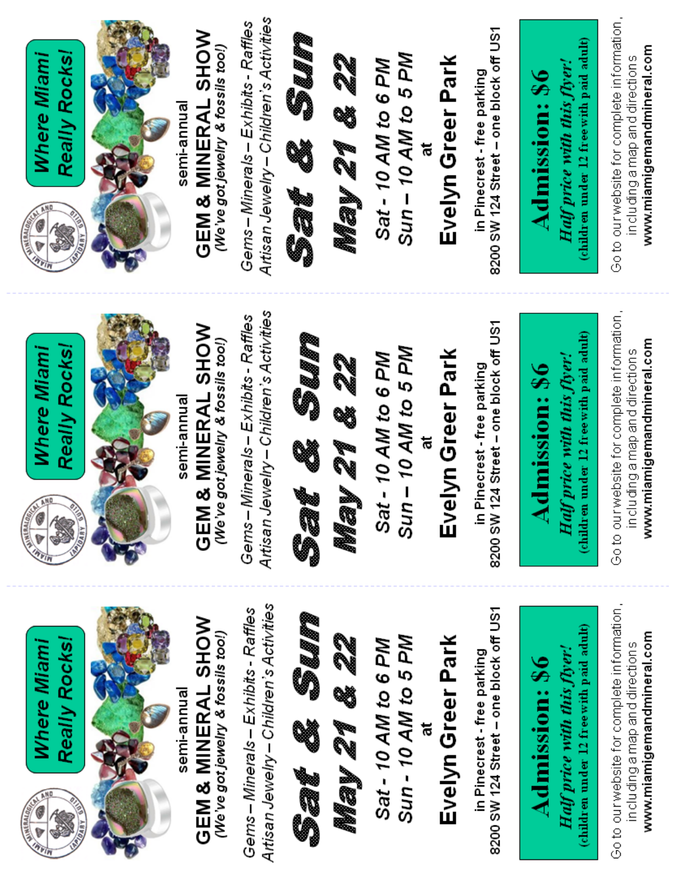Where Miami Really Rocks!

semi-annual

# GEM & MINERAL SHOW

*(We've got jewelry & fossils too!)*

*Gems – Minerals – Exhibits - Raffles*
*Artisan Jewelry – Children's Activities*

# Sat & Sun

## May 21 & 22

*Sat - 10 AM to 6 PM*
*Sun – 10 AM to 5 PM*

at

## Evelyn Greer Park

in Pinecrest - free parking
8200 SW 124 Street – one block off US1

**Admission: $6**
***Half price with this flyer!***
**(children under 12 free with paid adult)**

Go to our website for complete information, including a map and directions
**www.miamigemandmineral.com**

---

Where Miami Really Rocks!

semi-annual

# GEM & MINERAL SHOW

*(We've got jewelry & fossils too!)*

*Gems – Minerals – Exhibits - Raffles*
*Artisan Jewelry – Children's Activities*

# Sat & Sun

## May 21 & 22

*Sat - 10 AM to 6 PM*
*Sun – 10 AM to 5 PM*

at

## Evelyn Greer Park

in Pinecrest - free parking
8200 SW 124 Street – one block off US1

**Admission: $6**
***Half price with this flyer!***
**(children under 12 free with paid adult)**

Go to our website for complete information, including a map and directions
**www.miamigemandmineral.com**

---

Where Miami Really Rocks!

semi-annual

# GEM & MINERAL SHOW

*(We've got jewelry & fossils too!)*

*Gems – Minerals – Exhibits - Raffles*
*Artisan Jewelry – Children's Activities*

# Sat & Sun

## May 21 & 22

*Sat - 10 AM to 6 PM*
*Sun - 10 AM to 5 PM*

at

## Evelyn Greer Park

in Pinecrest - free parking
8200 SW 124 Street – one block off US1

**Admission: $6**
***Half price with this flyer!***
**(children under 12 free with paid adult)**

Go to our website for complete information, including a map and directions
**www.miamigemandmineral.com**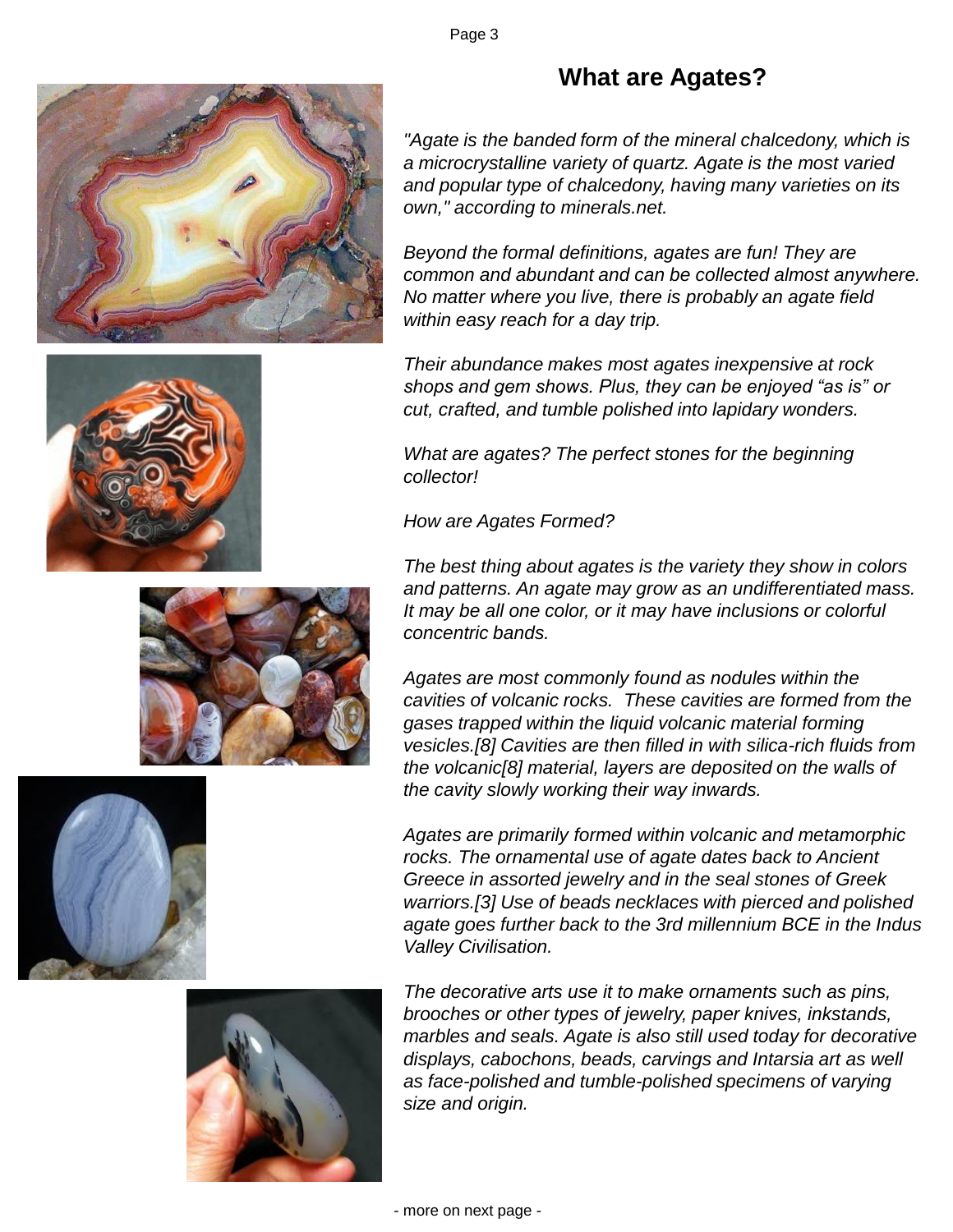# What are Agates?

*"Agate is the banded form of the mineral chalcedony, which is a microcrystalline variety of quartz. Agate is the most varied and popular type of chalcedony, having many varieties on its own," according to minerals.net.*

*Beyond the formal definitions, agates are fun! They are common and abundant and can be collected almost anywhere. No matter where you live, there is probably an agate field within easy reach for a day trip.*

*Their abundance makes most agates inexpensive at rock shops and gem shows. Plus, they can be enjoyed "as is" or cut, crafted, and tumble polished into lapidary wonders.*

*What are agates? The perfect stones for the beginning collector!*

*How are Agates Formed?*

*The best thing about agates is the variety they show in colors and patterns. An agate may grow as an undifferentiated mass. It may be all one color, or it may have inclusions or colorful concentric bands.*

*Agates are most commonly found as nodules within the cavities of volcanic rocks. These cavities are formed from the gases trapped within the liquid volcanic material forming vesicles.[8] Cavities are then filled in with silica-rich fluids from the volcanic[8] material, layers are deposited on the walls of the cavity slowly working their way inwards.*

*Agates are primarily formed within volcanic and metamorphic rocks. The ornamental use of agate dates back to Ancient Greece in assorted jewelry and in the seal stones of Greek warriors.[3] Use of beads necklaces with pierced and polished agate goes further back to the 3rd millennium BCE in the Indus Valley Civilisation.*

*The decorative arts use it to make ornaments such as pins, brooches or other types of jewelry, paper knives, inkstands, marbles and seals. Agate is also still used today for decorative displays, cabochons, beads, carvings and Intarsia art as well as face-polished and tumble-polished specimens of varying size and origin.*

- more on next page -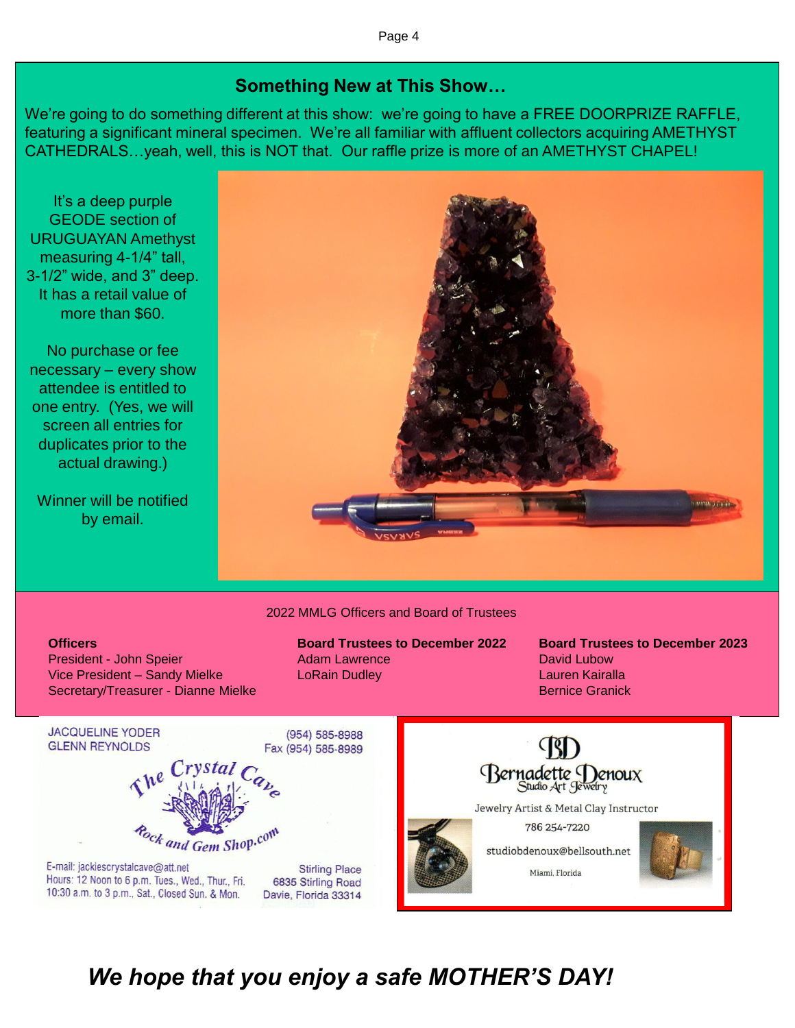## Something New at This Show…

We're going to do something different at this show: we're going to have a FREE DOORPRIZE RAFFLE, featuring a significant mineral specimen. We're all familiar with affluent collectors acquiring AMETHYST CATHEDRALS…yeah, well, this is NOT that. Our raffle prize is more of an AMETHYST CHAPEL!

It's a deep purple GEODE section of URUGUAYAN Amethyst measuring 4-1/4" tall, 3-1/2" wide, and 3" deep. It has a retail value of more than $60.

No purchase or fee necessary – every show attendee is entitled to one entry. (Yes, we will screen all entries for duplicates prior to the actual drawing.)

Winner will be notified by email.

2022 MMLG Officers and Board of Trustees

**Officers**
President - John Speier
Vice President – Sandy Mielke
Secretary/Treasurer - Dianne Mielke

**Board Trustees to December 2022**
Adam Lawrence
LoRain Dudley

**Board Trustees to December 2023**
David Lubow
Lauren Kairalla
Bernice Granick

JACQUELINE YODER
GLENN REYNOLDS
(954) 585-8988
Fax (954) 585-8989

The Crystal Cave
Rock and Gem Shop.com

E-mail: jackiescrystalcave@att.net
Hours: 12 Noon to 6 p.m. Tues., Wed., Thur., Fri.
10:30 a.m. to 3 p.m., Sat., Closed Sun. & Mon.

Stirling Place
6835 Stirling Road
Davie, Florida 33314

BD
Bernadette Denoux
Studio Art Jewelry

Jewelry Artist & Metal Clay Instructor
786 254-7220
studiobdenoux@bellsouth.net
Miami, Florida

***We hope that you enjoy a safe MOTHER'S DAY!***